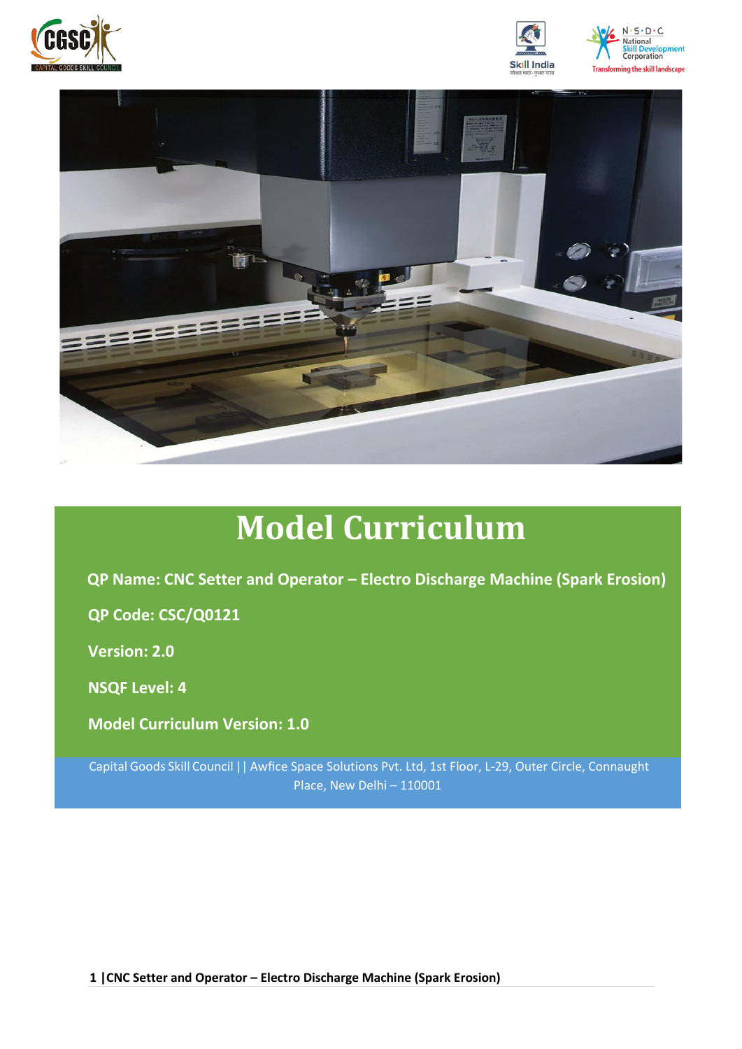# Model Curriculum

**QP Name: CNC Setter and Operator – Electro Discharge Machine (Spark Erosion)**

**QP Code: CSC/Q0121**

**Version: 2.0**

**NSQF Level: 4**

**Model Curriculum Version: 1.0**

Capital Goods Skill Council || Awfice Space Solutions Pvt. Ltd, 1st Floor, L-29, Outer Circle, Connaught Place, New Delhi – 110001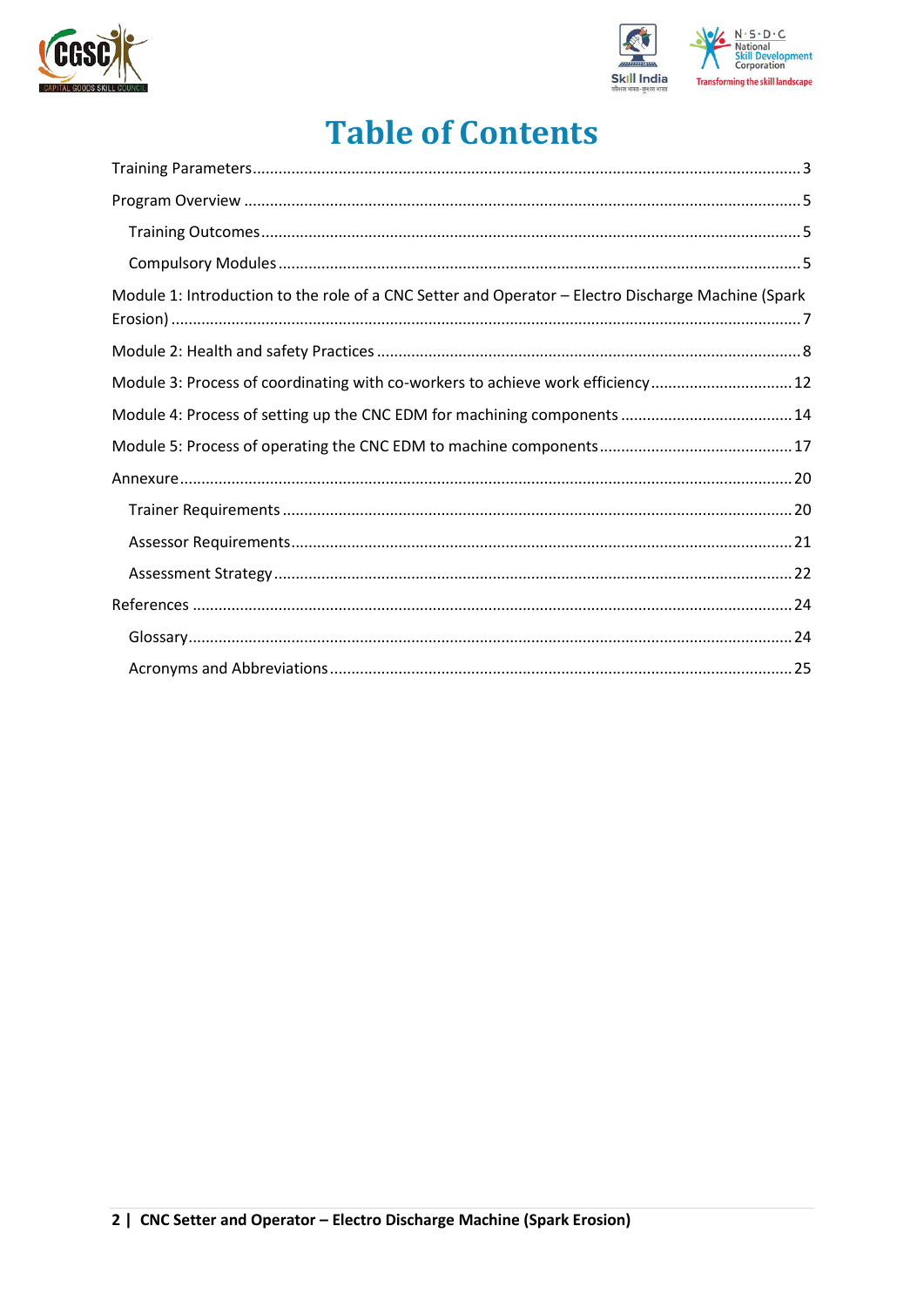# Table of Contents

Training Parameters .......... 3

Program Overview .......... 5

- Training Outcomes .......... 5
- Compulsory Modules .......... 5

Module 1: Introduction to the role of a CNC Setter and Operator – Electro Discharge Machine (Spark Erosion) .......... 7

Module 2: Health and safety Practices .......... 8

Module 3: Process of coordinating with co-workers to achieve work efficiency .......... 12

Module 4: Process of setting up the CNC EDM for machining components .......... 14

Module 5: Process of operating the CNC EDM to machine components .......... 17

Annexure .......... 20

- Trainer Requirements .......... 20
- Assessor Requirements .......... 21
- Assessment Strategy .......... 22

References .......... 24

- Glossary .......... 24
- Acronyms and Abbreviations .......... 25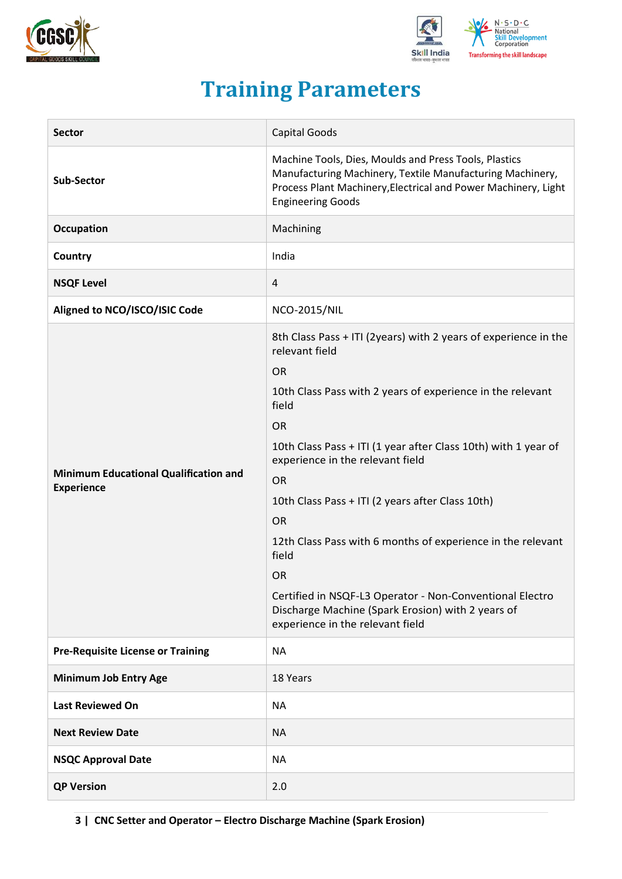# Training Parameters

| Sector | Capital Goods |
|---|---|
| Sub-Sector | Machine Tools, Dies, Moulds and Press Tools, Plastics Manufacturing Machinery, Textile Manufacturing Machinery, Process Plant Machinery,Electrical and Power Machinery, Light Engineering Goods |
| Occupation | Machining |
| Country | India |
| NSQF Level | 4 |
| Aligned to NCO/ISCO/ISIC Code | NCO-2015/NIL |
| Minimum Educational Qualification and Experience | 8th Class Pass + ITI (2years) with 2 years of experience in the relevant field<br>OR<br>10th Class Pass with 2 years of experience in the relevant field<br>OR<br>10th Class Pass + ITI (1 year after Class 10th) with 1 year of experience in the relevant field<br>OR<br>10th Class Pass + ITI (2 years after Class 10th)<br>OR<br>12th Class Pass with 6 months of experience in the relevant field<br>OR<br>Certified in NSQF-L3 Operator - Non-Conventional Electro Discharge Machine (Spark Erosion) with 2 years of experience in the relevant field |
| Pre-Requisite License or Training | NA |
| Minimum Job Entry Age | 18 Years |
| Last Reviewed On | NA |
| Next Review Date | NA |
| NSQC Approval Date | NA |
| QP Version | 2.0 |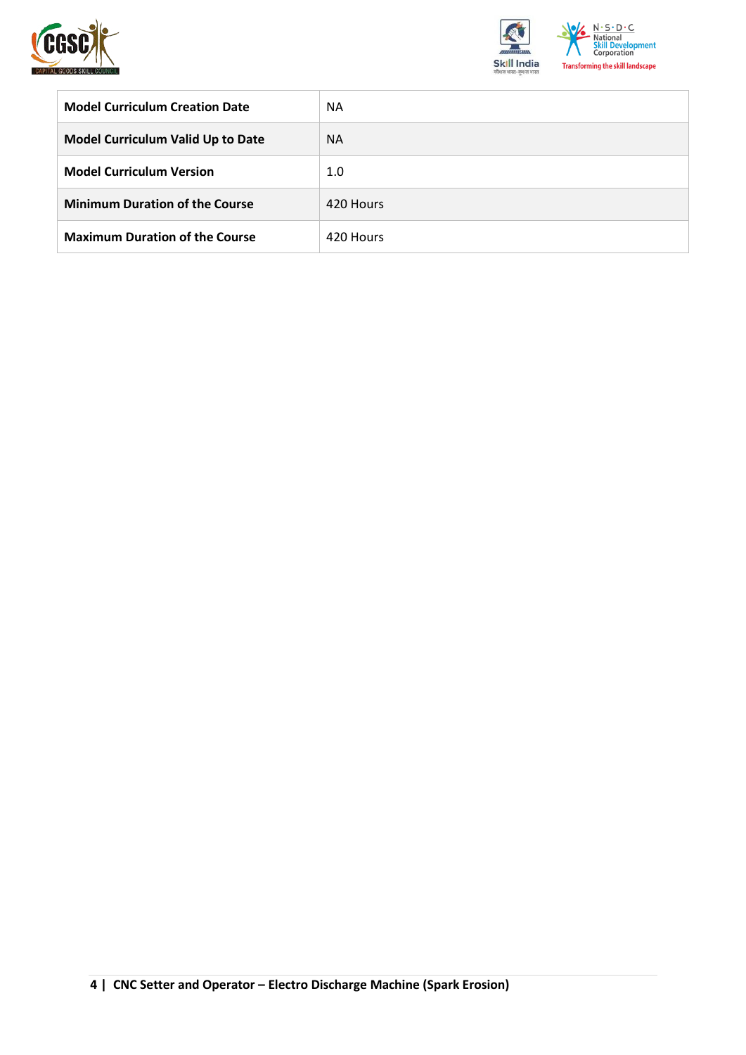| Model Curriculum Creation Date | NA |
|---|---|
| **Model Curriculum Valid Up to Date** | NA |
| **Model Curriculum Version** | 1.0 |
| **Minimum Duration of the Course** | 420 Hours |
| **Maximum Duration of the Course** | 420 Hours |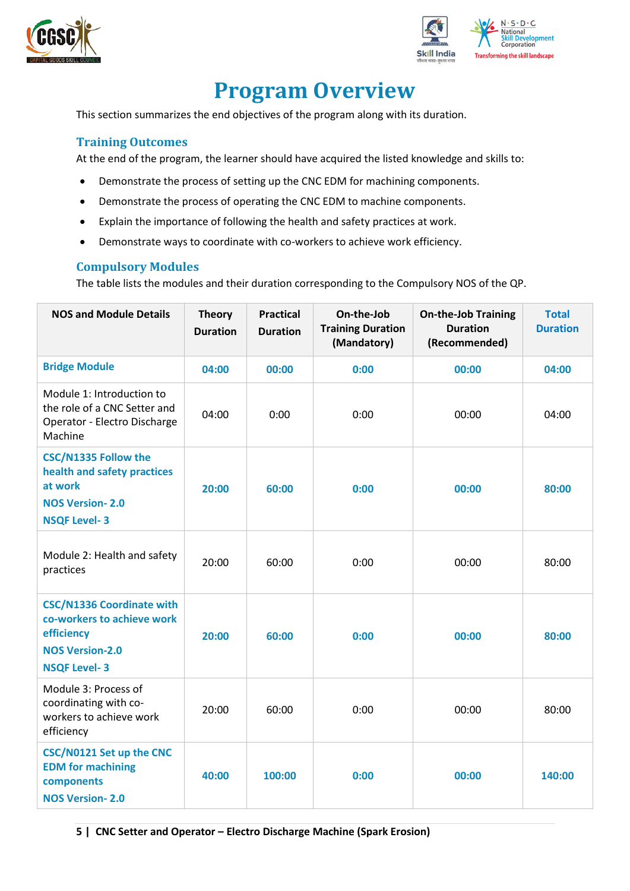# Program Overview

This section summarizes the end objectives of the program along with its duration.

### Training Outcomes

At the end of the program, the learner should have acquired the listed knowledge and skills to:

- Demonstrate the process of setting up the CNC EDM for machining components.
- Demonstrate the process of operating the CNC EDM to machine components.
- Explain the importance of following the health and safety practices at work.
- Demonstrate ways to coordinate with co-workers to achieve work efficiency.

### Compulsory Modules

The table lists the modules and their duration corresponding to the Compulsory NOS of the QP.

| NOS and Module Details | Theory Duration | Practical Duration | On-the-Job Training Duration (Mandatory) | On-the-Job Training Duration (Recommended) | Total Duration |
|---|---|---|---|---|---|
| **Bridge Module** | **04:00** | **00:00** | **0:00** | **00:00** | **04:00** |
| Module 1: Introduction to the role of a CNC Setter and Operator - Electro Discharge Machine | 04:00 | 0:00 | 0:00 | 00:00 | 04:00 |
| **CSC/N1335 Follow the health and safety practices at work**<br>**NOS Version- 2.0**<br>**NSQF Level- 3** | **20:00** | **60:00** | **0:00** | **00:00** | **80:00** |
| Module 2: Health and safety practices | 20:00 | 60:00 | 0:00 | 00:00 | 80:00 |
| **CSC/N1336 Coordinate with co-workers to achieve work efficiency**<br>**NOS Version-2.0**<br>**NSQF Level- 3** | **20:00** | **60:00** | **0:00** | **00:00** | **80:00** |
| Module 3: Process of coordinating with co-workers to achieve work efficiency | 20:00 | 60:00 | 0:00 | 00:00 | 80:00 |
| **CSC/N0121 Set up the CNC EDM for machining components**<br>**NOS Version- 2.0** | **40:00** | **100:00** | **0:00** | **00:00** | **140:00** |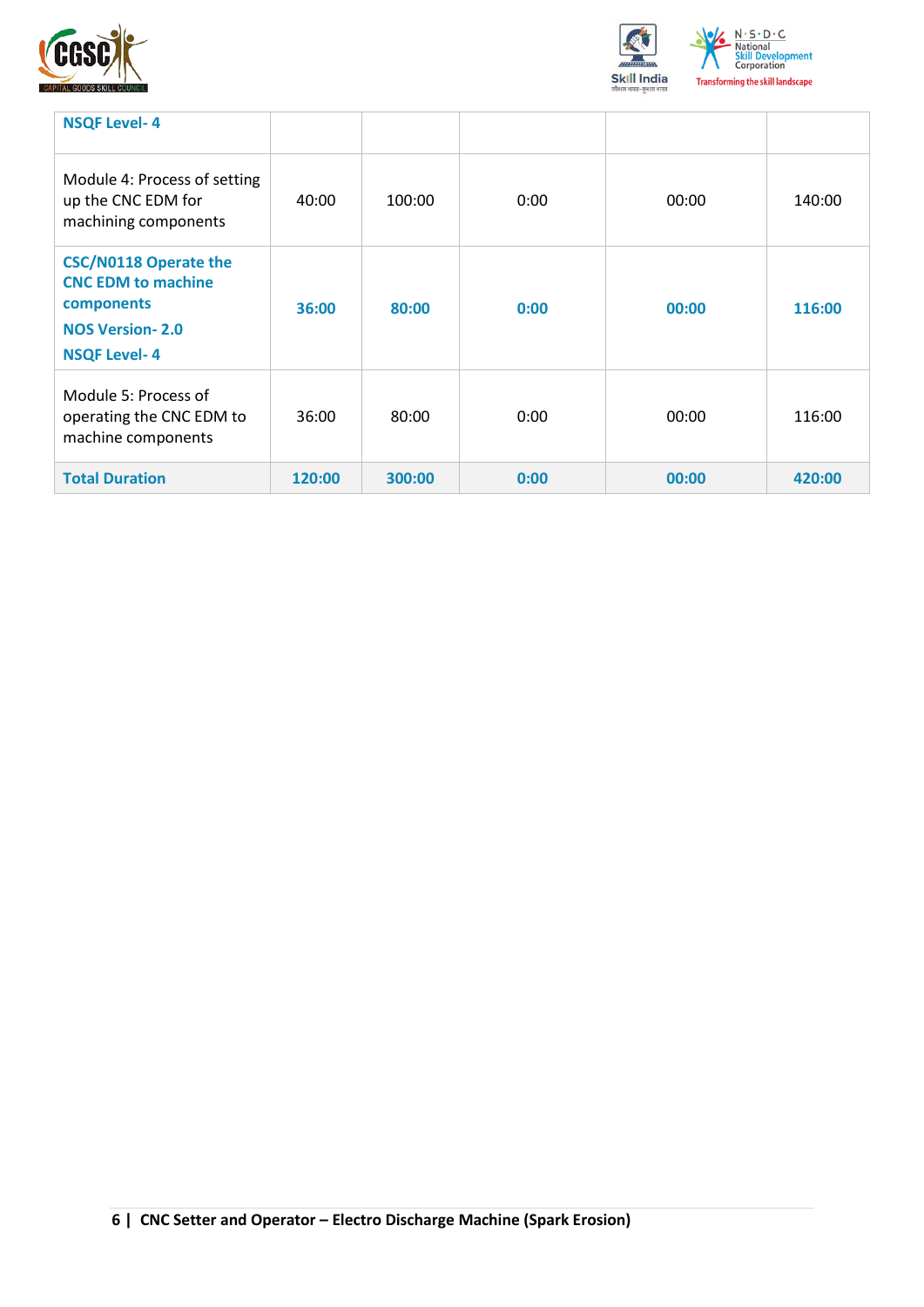| | | | | | |
|---|---|---|---|---|---|
| **NSQF Level- 4** | | | | | |
| Module 4: Process of setting up the CNC EDM for machining components | 40:00 | 100:00 | 0:00 | 00:00 | 140:00 |
| **CSC/N0118 Operate the CNC EDM to machine components**<br>**NOS Version- 2.0**<br>**NSQF Level- 4** | **36:00** | **80:00** | **0:00** | **00:00** | **116:00** |
| Module 5: Process of operating the CNC EDM to machine components | 36:00 | 80:00 | 0:00 | 00:00 | 116:00 |
| **Total Duration** | **120:00** | **300:00** | **0:00** | **00:00** | **420:00** |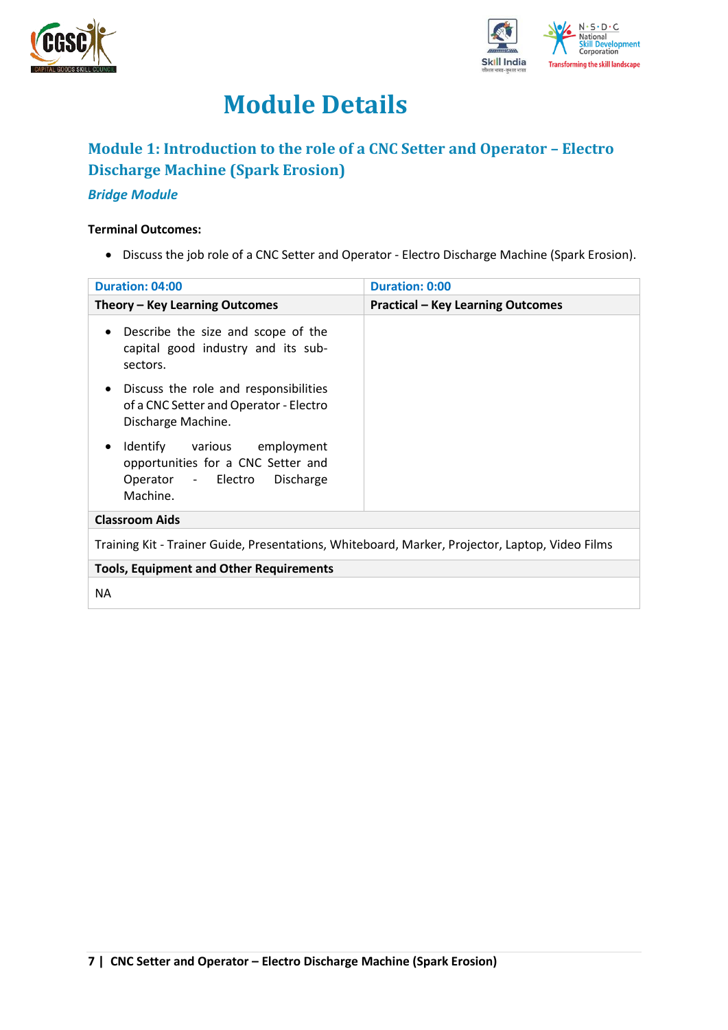# Module Details

## Module 1: Introduction to the role of a CNC Setter and Operator – Electro Discharge Machine (Spark Erosion)

***Bridge Module***

**Terminal Outcomes:**

- Discuss the job role of a CNC Setter and Operator - Electro Discharge Machine (Spark Erosion).

| Duration: 04:00 | Duration: 0:00 |
|---|---|
| **Theory – Key Learning Outcomes** | **Practical – Key Learning Outcomes** |
| • Describe the size and scope of the capital good industry and its sub-sectors.<br>• Discuss the role and responsibilities of a CNC Setter and Operator - Electro Discharge Machine.<br>• Identify various employment opportunities for a CNC Setter and Operator - Electro Discharge Machine. | |
| **Classroom Aids** | |
| Training Kit - Trainer Guide, Presentations, Whiteboard, Marker, Projector, Laptop, Video Films | |
| **Tools, Equipment and Other Requirements** | |
| NA | |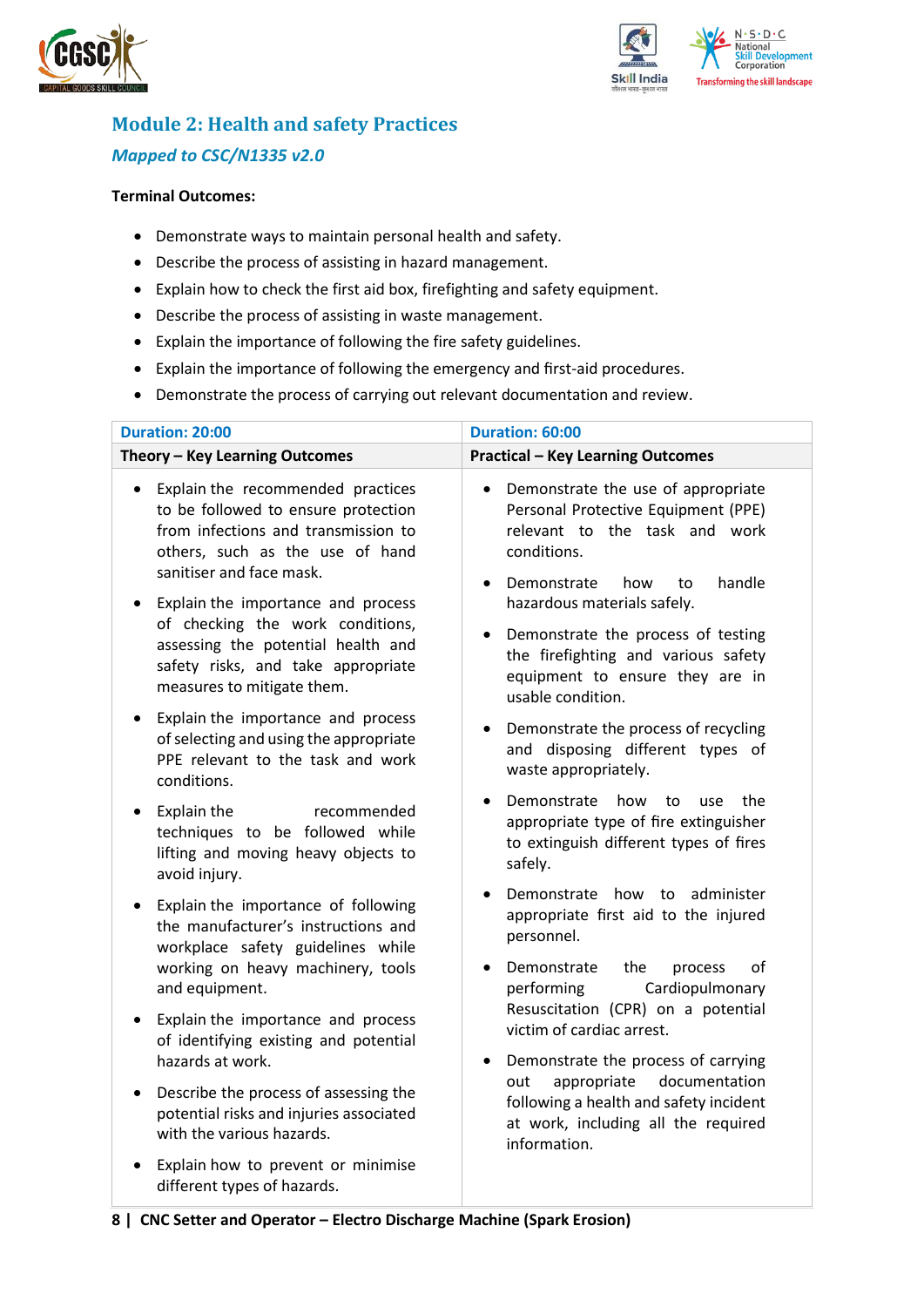## Module 2: Health and safety Practices

### *Mapped to CSC/N1335 v2.0*

**Terminal Outcomes:**

- Demonstrate ways to maintain personal health and safety.
- Describe the process of assisting in hazard management.
- Explain how to check the first aid box, firefighting and safety equipment.
- Describe the process of assisting in waste management.
- Explain the importance of following the fire safety guidelines.
- Explain the importance of following the emergency and first-aid procedures.
- Demonstrate the process of carrying out relevant documentation and review.

| Duration: 20:00 | Duration: 60:00 |
|---|---|
| **Theory – Key Learning Outcomes** | **Practical – Key Learning Outcomes** |
| • Explain the recommended practices to be followed to ensure protection from infections and transmission to others, such as the use of hand sanitiser and face mask.<br>• Explain the importance and process of checking the work conditions, assessing the potential health and safety risks, and take appropriate measures to mitigate them.<br>• Explain the importance and process of selecting and using the appropriate PPE relevant to the task and work conditions.<br>• Explain the recommended techniques to be followed while lifting and moving heavy objects to avoid injury.<br>• Explain the importance of following the manufacturer's instructions and workplace safety guidelines while working on heavy machinery, tools and equipment.<br>• Explain the importance and process of identifying existing and potential hazards at work.<br>• Describe the process of assessing the potential risks and injuries associated with the various hazards.<br>• Explain how to prevent or minimise different types of hazards. | • Demonstrate the use of appropriate Personal Protective Equipment (PPE) relevant to the task and work conditions.<br>• Demonstrate how to handle hazardous materials safely.<br>• Demonstrate the process of testing the firefighting and various safety equipment to ensure they are in usable condition.<br>• Demonstrate the process of recycling and disposing different types of waste appropriately.<br>• Demonstrate how to use the appropriate type of fire extinguisher to extinguish different types of fires safely.<br>• Demonstrate how to administer appropriate first aid to the injured personnel.<br>• Demonstrate the process of performing Cardiopulmonary Resuscitation (CPR) on a potential victim of cardiac arrest.<br>• Demonstrate the process of carrying out appropriate documentation following a health and safety incident at work, including all the required information. |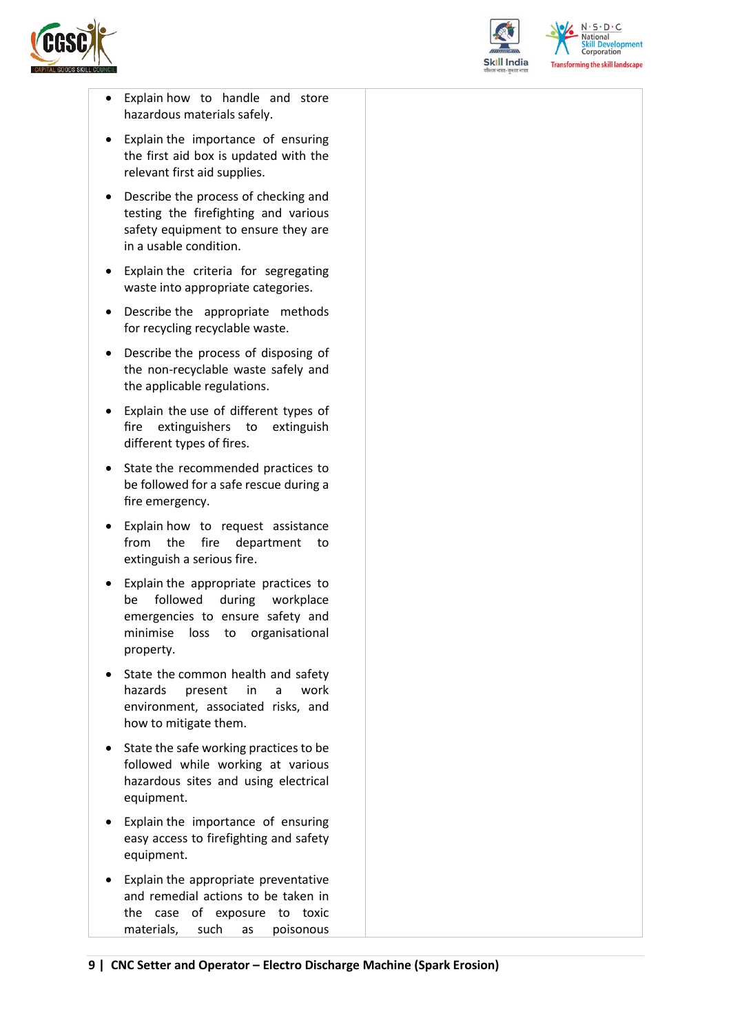| | |
|---|---|
| • Explain how to handle and store hazardous materials safely.<br>• Explain the importance of ensuring the first aid box is updated with the relevant first aid supplies.<br>• Describe the process of checking and testing the firefighting and various safety equipment to ensure they are in a usable condition.<br>• Explain the criteria for segregating waste into appropriate categories.<br>• Describe the appropriate methods for recycling recyclable waste.<br>• Describe the process of disposing of the non-recyclable waste safely and the applicable regulations.<br>• Explain the use of different types of fire extinguishers to extinguish different types of fires.<br>• State the recommended practices to be followed for a safe rescue during a fire emergency.<br>• Explain how to request assistance from the fire department to extinguish a serious fire.<br>• Explain the appropriate practices to be followed during workplace emergencies to ensure safety and minimise loss to organisational property.<br>• State the common health and safety hazards present in a work environment, associated risks, and how to mitigate them.<br>• State the safe working practices to be followed while working at various hazardous sites and using electrical equipment.<br>• Explain the importance of ensuring easy access to firefighting and safety equipment.<br>• Explain the appropriate preventative and remedial actions to be taken in the case of exposure to toxic materials, such as poisonous | |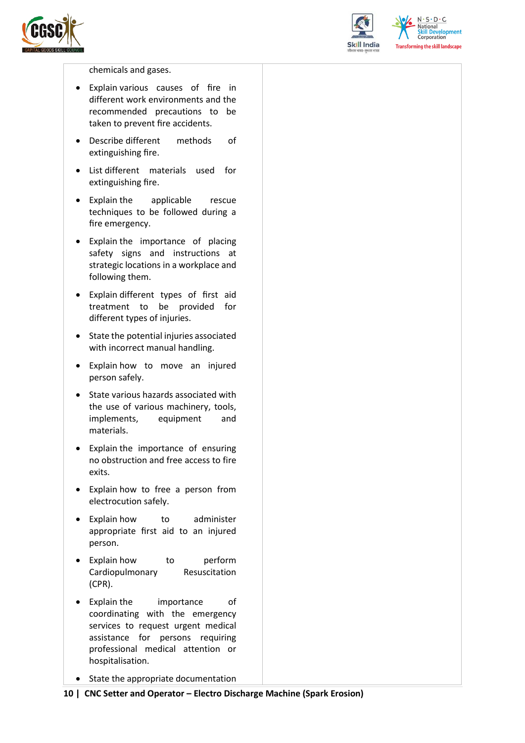| | |
|---|---|
| chemicals and gases.<br>• Explain various causes of fire in different work environments and the recommended precautions to be taken to prevent fire accidents.<br>• Describe different methods of extinguishing fire.<br>• List different materials used for extinguishing fire.<br>• Explain the applicable rescue techniques to be followed during a fire emergency.<br>• Explain the importance of placing safety signs and instructions at strategic locations in a workplace and following them.<br>• Explain different types of first aid treatment to be provided for different types of injuries.<br>• State the potential injuries associated with incorrect manual handling.<br>• Explain how to move an injured person safely.<br>• State various hazards associated with the use of various machinery, tools, implements, equipment and materials.<br>• Explain the importance of ensuring no obstruction and free access to fire exits.<br>• Explain how to free a person from electrocution safely.<br>• Explain how to administer appropriate first aid to an injured person.<br>• Explain how to perform Cardiopulmonary Resuscitation (CPR).<br>• Explain the importance of coordinating with the emergency services to request urgent medical assistance for persons requiring professional medical attention or hospitalisation.<br>• State the appropriate documentation | |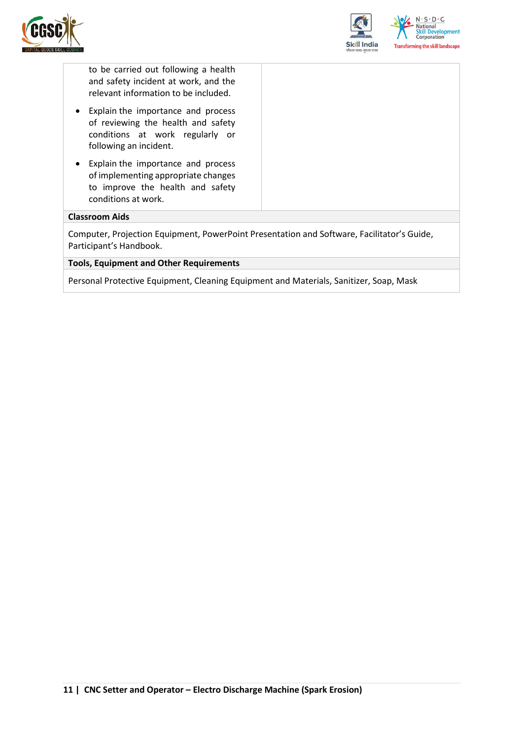| | |
|---|---|
| to be carried out following a health and safety incident at work, and the relevant information to be included.<br>• Explain the importance and process of reviewing the health and safety conditions at work regularly or following an incident.<br>• Explain the importance and process of implementing appropriate changes to improve the health and safety conditions at work. | |

| **Classroom Aids** |
|---|
| Computer, Projection Equipment, PowerPoint Presentation and Software, Facilitator's Guide, Participant's Handbook. |

| **Tools, Equipment and Other Requirements** |
|---|
| Personal Protective Equipment, Cleaning Equipment and Materials, Sanitizer, Soap, Mask |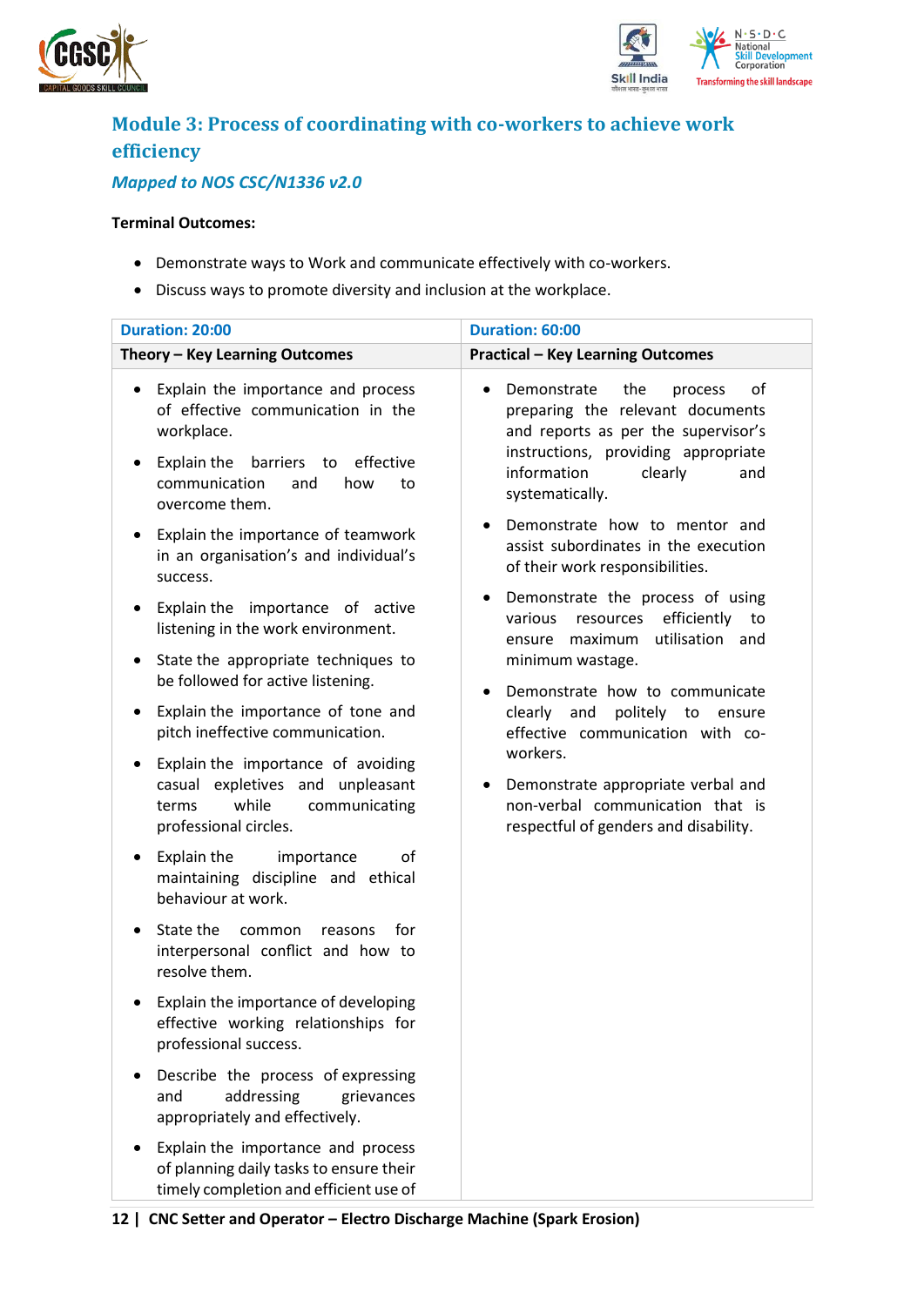## Module 3: Process of coordinating with co-workers to achieve work efficiency

### *Mapped to NOS CSC/N1336 v2.0*

**Terminal Outcomes:**

- Demonstrate ways to Work and communicate effectively with co-workers.
- Discuss ways to promote diversity and inclusion at the workplace.

| Duration: 20:00 | Duration: 60:00 |
|---|---|
| **Theory – Key Learning Outcomes** | **Practical – Key Learning Outcomes** |
| • Explain the importance and process of effective communication in the workplace.<br>• Explain the barriers to effective communication and how to overcome them.<br>• Explain the importance of teamwork in an organisation's and individual's success.<br>• Explain the importance of active listening in the work environment.<br>• State the appropriate techniques to be followed for active listening.<br>• Explain the importance of tone and pitch ineffective communication.<br>• Explain the importance of avoiding casual expletives and unpleasant terms while communicating professional circles.<br>• Explain the importance of maintaining discipline and ethical behaviour at work.<br>• State the common reasons for interpersonal conflict and how to resolve them.<br>• Explain the importance of developing effective working relationships for professional success.<br>• Describe the process of expressing and addressing grievances appropriately and effectively.<br>• Explain the importance and process of planning daily tasks to ensure their timely completion and efficient use of | • Demonstrate the process of preparing the relevant documents and reports as per the supervisor's instructions, providing appropriate information clearly and systematically.<br>• Demonstrate how to mentor and assist subordinates in the execution of their work responsibilities.<br>• Demonstrate the process of using various resources efficiently to ensure maximum utilisation and minimum wastage.<br>• Demonstrate how to communicate clearly and politely to ensure effective communication with co-workers.<br>• Demonstrate appropriate verbal and non-verbal communication that is respectful of genders and disability. |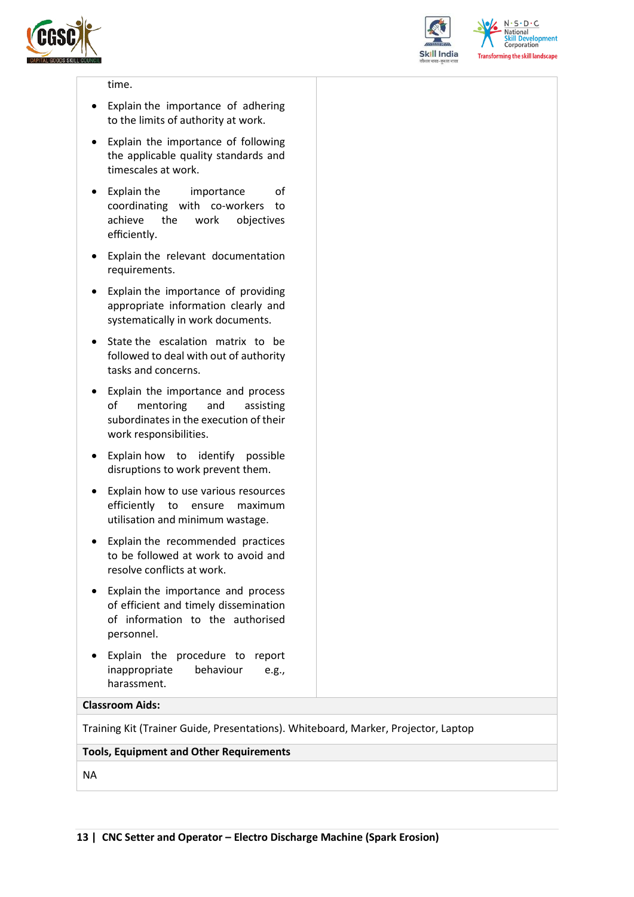| | |
|---|---|
| time.<br><br>• Explain the importance of adhering to the limits of authority at work.<br><br>• Explain the importance of following the applicable quality standards and timescales at work.<br><br>• Explain the importance of coordinating with co-workers to achieve the work objectives efficiently.<br><br>• Explain the relevant documentation requirements.<br><br>• Explain the importance of providing appropriate information clearly and systematically in work documents.<br><br>• State the escalation matrix to be followed to deal with out of authority tasks and concerns.<br><br>• Explain the importance and process of mentoring and assisting subordinates in the execution of their work responsibilities.<br><br>• Explain how to identify possible disruptions to work prevent them.<br><br>• Explain how to use various resources efficiently to ensure maximum utilisation and minimum wastage.<br><br>• Explain the recommended practices to be followed at work to avoid and resolve conflicts at work.<br><br>• Explain the importance and process of efficient and timely dissemination of information to the authorised personnel.<br><br>• Explain the procedure to report inappropriate behaviour e.g., harassment. | |

| **Classroom Aids:** |
|---|
| Training Kit (Trainer Guide, Presentations). Whiteboard, Marker, Projector, Laptop |

| **Tools, Equipment and Other Requirements** |
|---|
| NA |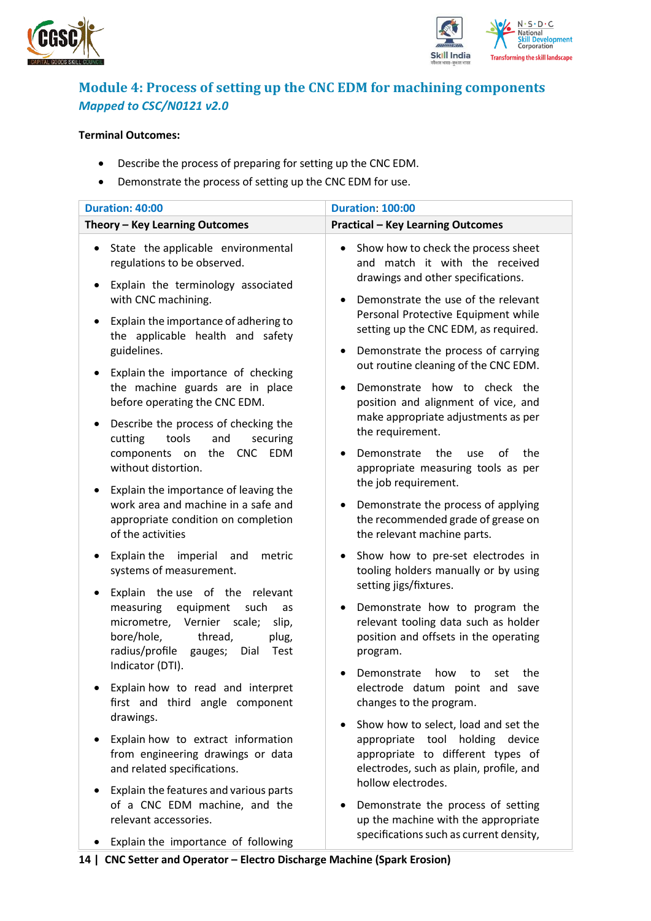## Module 4: Process of setting up the CNC EDM for machining components

*Mapped to CSC/N0121 v2.0*

**Terminal Outcomes:**

- Describe the process of preparing for setting up the CNC EDM.
- Demonstrate the process of setting up the CNC EDM for use.

| Duration: 40:00 | Duration: 100:00 |
|---|---|
| **Theory – Key Learning Outcomes** | **Practical – Key Learning Outcomes** |
| • State the applicable environmental regulations to be observed.<br>• Explain the terminology associated with CNC machining.<br>• Explain the importance of adhering to the applicable health and safety guidelines.<br>• Explain the importance of checking the machine guards are in place before operating the CNC EDM.<br>• Describe the process of checking the cutting tools and securing components on the CNC EDM without distortion.<br>• Explain the importance of leaving the work area and machine in a safe and appropriate condition on completion of the activities<br>• Explain the imperial and metric systems of measurement.<br>• Explain the use of the relevant measuring equipment such as micrometre, Vernier scale; slip, bore/hole, thread, plug, radius/profile gauges; Dial Test Indicator (DTI).<br>• Explain how to read and interpret first and third angle component drawings.<br>• Explain how to extract information from engineering drawings or data and related specifications.<br>• Explain the features and various parts of a CNC EDM machine, and the relevant accessories.<br>• Explain the importance of following | • Show how to check the process sheet and match it with the received drawings and other specifications.<br>• Demonstrate the use of the relevant Personal Protective Equipment while setting up the CNC EDM, as required.<br>• Demonstrate the process of carrying out routine cleaning of the CNC EDM.<br>• Demonstrate how to check the position and alignment of vice, and make appropriate adjustments as per the requirement.<br>• Demonstrate the use of the appropriate measuring tools as per the job requirement.<br>• Demonstrate the process of applying the recommended grade of grease on the relevant machine parts.<br>• Show how to pre-set electrodes in tooling holders manually or by using setting jigs/fixtures.<br>• Demonstrate how to program the relevant tooling data such as holder position and offsets in the operating program.<br>• Demonstrate how to set the electrode datum point and save changes to the program.<br>• Show how to select, load and set the appropriate tool holding device appropriate to different types of electrodes, such as plain, profile, and hollow electrodes.<br>• Demonstrate the process of setting up the machine with the appropriate specifications such as current density, |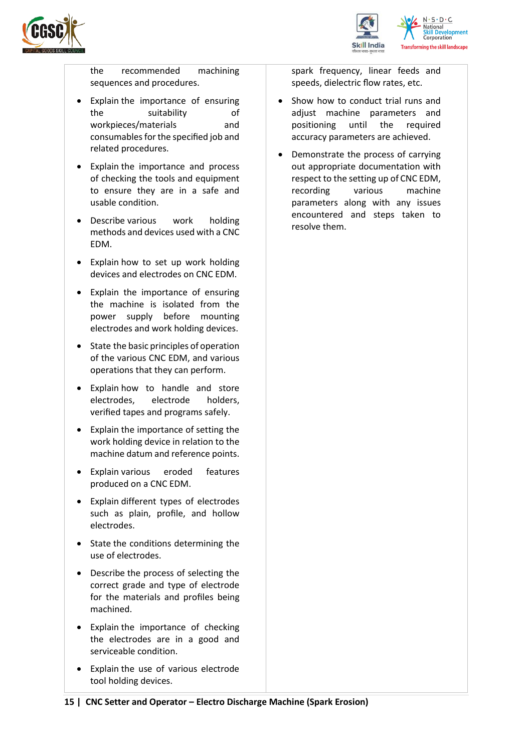| | |
|---|---|
| the recommended machining sequences and procedures.<br>• Explain the importance of ensuring the suitability of workpieces/materials and consumables for the specified job and related procedures.<br>• Explain the importance and process of checking the tools and equipment to ensure they are in a safe and usable condition.<br>• Describe various work holding methods and devices used with a CNC EDM.<br>• Explain how to set up work holding devices and electrodes on CNC EDM.<br>• Explain the importance of ensuring the machine is isolated from the power supply before mounting electrodes and work holding devices.<br>• State the basic principles of operation of the various CNC EDM, and various operations that they can perform.<br>• Explain how to handle and store electrodes, electrode holders, verified tapes and programs safely.<br>• Explain the importance of setting the work holding device in relation to the machine datum and reference points.<br>• Explain various eroded features produced on a CNC EDM.<br>• Explain different types of electrodes such as plain, profile, and hollow electrodes.<br>• State the conditions determining the use of electrodes.<br>• Describe the process of selecting the correct grade and type of electrode for the materials and profiles being machined.<br>• Explain the importance of checking the electrodes are in a good and serviceable condition.<br>• Explain the use of various electrode tool holding devices. | spark frequency, linear feeds and speeds, dielectric flow rates, etc.<br>• Show how to conduct trial runs and adjust machine parameters and positioning until the required accuracy parameters are achieved.<br>• Demonstrate the process of carrying out appropriate documentation with respect to the setting up of CNC EDM, recording various machine parameters along with any issues encountered and steps taken to resolve them. |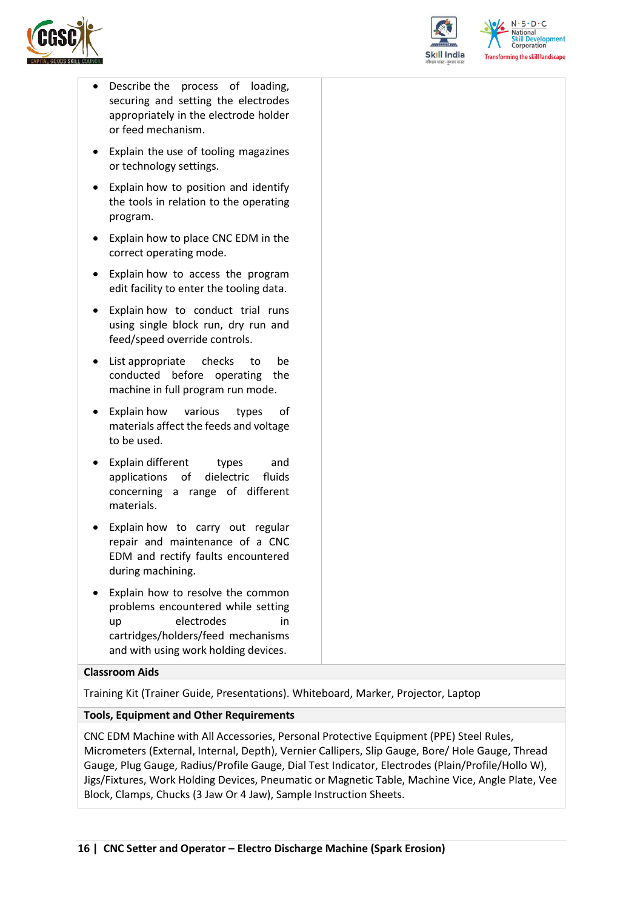| | |
|---|---|
| • Describe the process of loading, securing and setting the electrodes appropriately in the electrode holder or feed mechanism.<br>• Explain the use of tooling magazines or technology settings.<br>• Explain how to position and identify the tools in relation to the operating program.<br>• Explain how to place CNC EDM in the correct operating mode.<br>• Explain how to access the program edit facility to enter the tooling data.<br>• Explain how to conduct trial runs using single block run, dry run and feed/speed override controls.<br>• List appropriate checks to be conducted before operating the machine in full program run mode.<br>• Explain how various types of materials affect the feeds and voltage to be used.<br>• Explain different types and applications of dielectric fluids concerning a range of different materials.<br>• Explain how to carry out regular repair and maintenance of a CNC EDM and rectify faults encountered during machining.<br>• Explain how to resolve the common problems encountered while setting up electrodes in cartridges/holders/feed mechanisms and with using work holding devices. | |
| **Classroom Aids** | |
| Training Kit (Trainer Guide, Presentations). Whiteboard, Marker, Projector, Laptop | |
| **Tools, Equipment and Other Requirements** | |
| CNC EDM Machine with All Accessories, Personal Protective Equipment (PPE) Steel Rules, Micrometers (External, Internal, Depth), Vernier Callipers, Slip Gauge, Bore/ Hole Gauge, Thread Gauge, Plug Gauge, Radius/Profile Gauge, Dial Test Indicator, Electrodes (Plain/Profile/Hollo W), Jigs/Fixtures, Work Holding Devices, Pneumatic or Magnetic Table, Machine Vice, Angle Plate, Vee Block, Clamps, Chucks (3 Jaw Or 4 Jaw), Sample Instruction Sheets. | |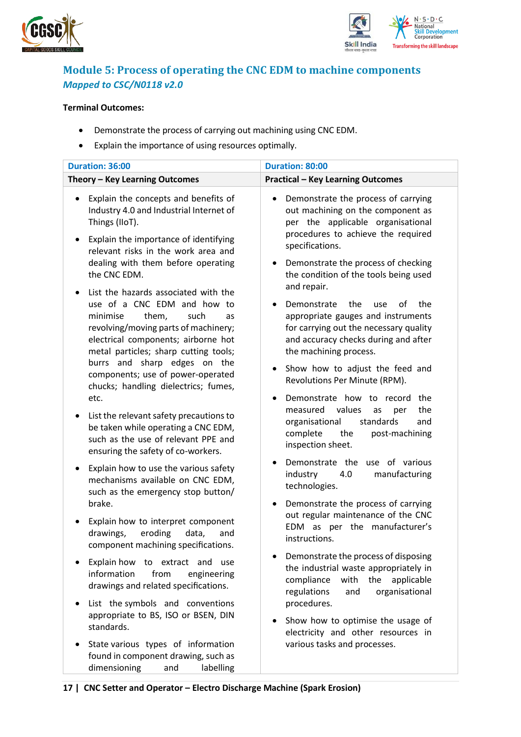## Module 5: Process of operating the CNC EDM to machine components

*Mapped to CSC/N0118 v2.0*

**Terminal Outcomes:**

- Demonstrate the process of carrying out machining using CNC EDM.
- Explain the importance of using resources optimally.

| Duration: 36:00 | Duration: 80:00 |
|---|---|
| **Theory – Key Learning Outcomes** | **Practical – Key Learning Outcomes** |
| • Explain the concepts and benefits of Industry 4.0 and Industrial Internet of Things (IIoT).<br>• Explain the importance of identifying relevant risks in the work area and dealing with them before operating the CNC EDM.<br>• List the hazards associated with the use of a CNC EDM and how to minimise them, such as revolving/moving parts of machinery; electrical components; airborne hot metal particles; sharp cutting tools; burrs and sharp edges on the components; use of power-operated chucks; handling dielectrics; fumes, etc.<br>• List the relevant safety precautions to be taken while operating a CNC EDM, such as the use of relevant PPE and ensuring the safety of co-workers.<br>• Explain how to use the various safety mechanisms available on CNC EDM, such as the emergency stop button/ brake.<br>• Explain how to interpret component drawings, eroding data, and component machining specifications.<br>• Explain how to extract and use information from engineering drawings and related specifications.<br>• List the symbols and conventions appropriate to BS, ISO or BSEN, DIN standards.<br>• State various types of information found in component drawing, such as dimensioning and labelling | • Demonstrate the process of carrying out machining on the component as per the applicable organisational procedures to achieve the required specifications.<br>• Demonstrate the process of checking the condition of the tools being used and repair.<br>• Demonstrate the use of the appropriate gauges and instruments for carrying out the necessary quality and accuracy checks during and after the machining process.<br>• Show how to adjust the feed and Revolutions Per Minute (RPM).<br>• Demonstrate how to record the measured values as per the organisational standards and complete the post-machining inspection sheet.<br>• Demonstrate the use of various industry 4.0 manufacturing technologies.<br>• Demonstrate the process of carrying out regular maintenance of the CNC EDM as per the manufacturer's instructions.<br>• Demonstrate the process of disposing the industrial waste appropriately in compliance with the applicable regulations and organisational procedures.<br>• Show how to optimise the usage of electricity and other resources in various tasks and processes. |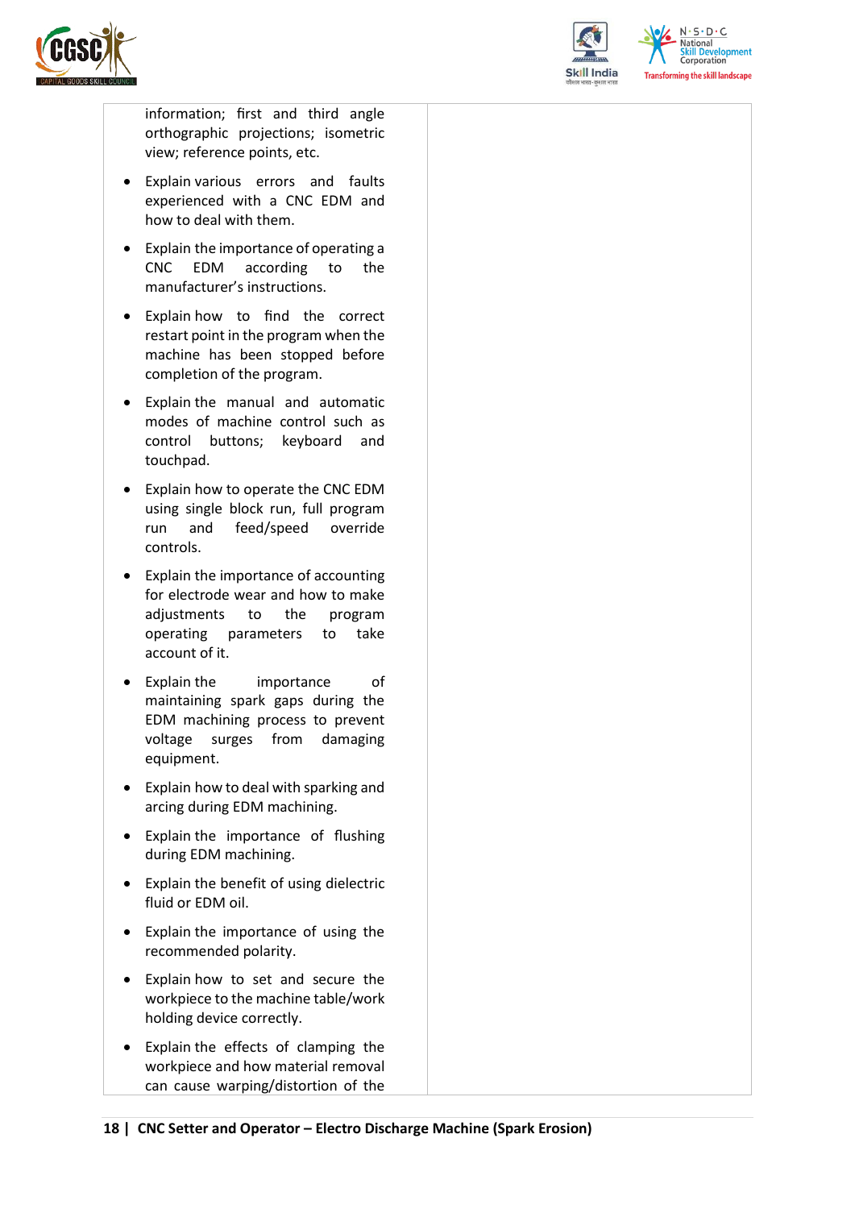| | |
|---|---|
| information; first and third angle orthographic projections; isometric view; reference points, etc.<br>• Explain various errors and faults experienced with a CNC EDM and how to deal with them.<br>• Explain the importance of operating a CNC EDM according to the manufacturer's instructions.<br>• Explain how to find the correct restart point in the program when the machine has been stopped before completion of the program.<br>• Explain the manual and automatic modes of machine control such as control buttons; keyboard and touchpad.<br>• Explain how to operate the CNC EDM using single block run, full program run and feed/speed override controls.<br>• Explain the importance of accounting for electrode wear and how to make adjustments to the program operating parameters to take account of it.<br>• Explain the importance of maintaining spark gaps during the EDM machining process to prevent voltage surges from damaging equipment.<br>• Explain how to deal with sparking and arcing during EDM machining.<br>• Explain the importance of flushing during EDM machining.<br>• Explain the benefit of using dielectric fluid or EDM oil.<br>• Explain the importance of using the recommended polarity.<br>• Explain how to set and secure the workpiece to the machine table/work holding device correctly.<br>• Explain the effects of clamping the workpiece and how material removal can cause warping/distortion of the | |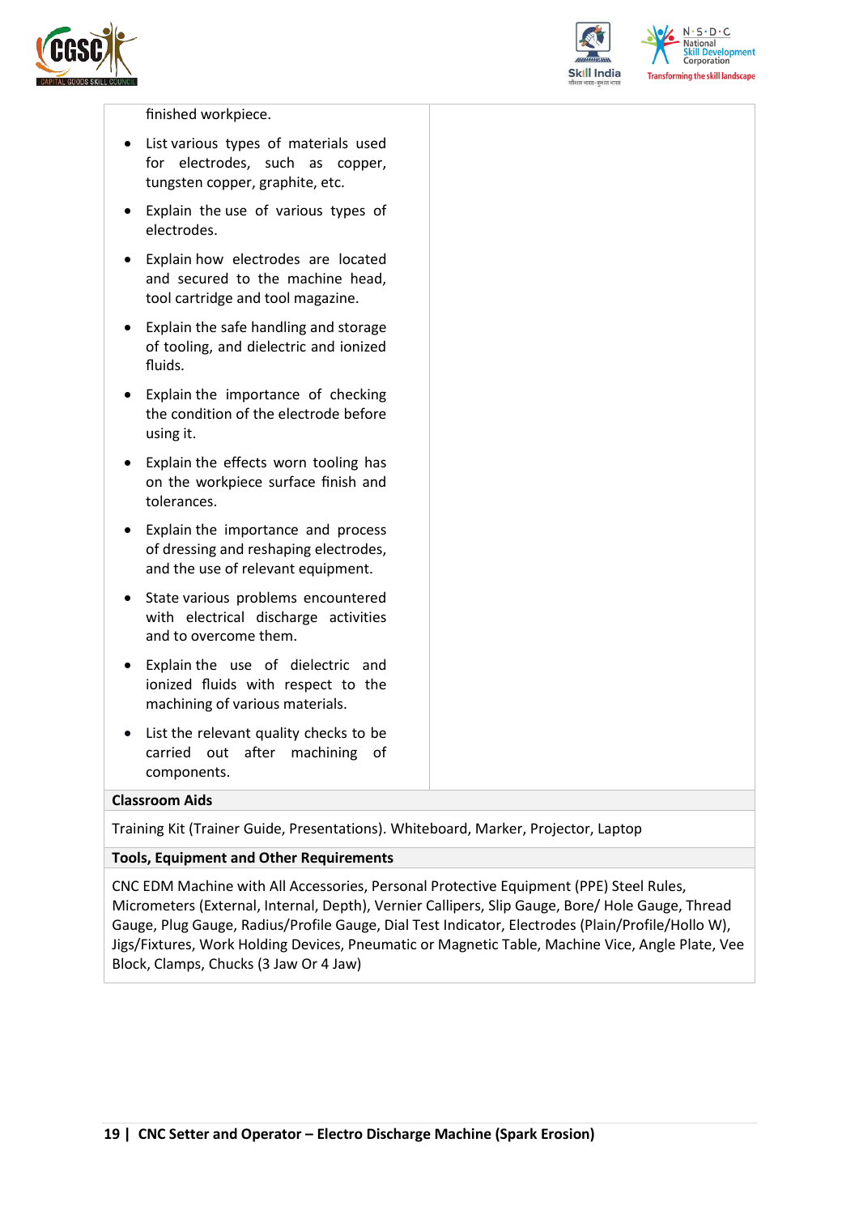| | |
|---|---|
| finished workpiece.<br>• List various types of materials used for electrodes, such as copper, tungsten copper, graphite, etc.<br>• Explain the use of various types of electrodes.<br>• Explain how electrodes are located and secured to the machine head, tool cartridge and tool magazine.<br>• Explain the safe handling and storage of tooling, and dielectric and ionized fluids.<br>• Explain the importance of checking the condition of the electrode before using it.<br>• Explain the effects worn tooling has on the workpiece surface finish and tolerances.<br>• Explain the importance and process of dressing and reshaping electrodes, and the use of relevant equipment.<br>• State various problems encountered with electrical discharge activities and to overcome them.<br>• Explain the use of dielectric and ionized fluids with respect to the machining of various materials.<br>• List the relevant quality checks to be carried out after machining of components. | |

**Classroom Aids**

Training Kit (Trainer Guide, Presentations). Whiteboard, Marker, Projector, Laptop

**Tools, Equipment and Other Requirements**

CNC EDM Machine with All Accessories, Personal Protective Equipment (PPE) Steel Rules, Micrometers (External, Internal, Depth), Vernier Callipers, Slip Gauge, Bore/ Hole Gauge, Thread Gauge, Plug Gauge, Radius/Profile Gauge, Dial Test Indicator, Electrodes (Plain/Profile/Hollo W), Jigs/Fixtures, Work Holding Devices, Pneumatic or Magnetic Table, Machine Vice, Angle Plate, Vee Block, Clamps, Chucks (3 Jaw Or 4 Jaw)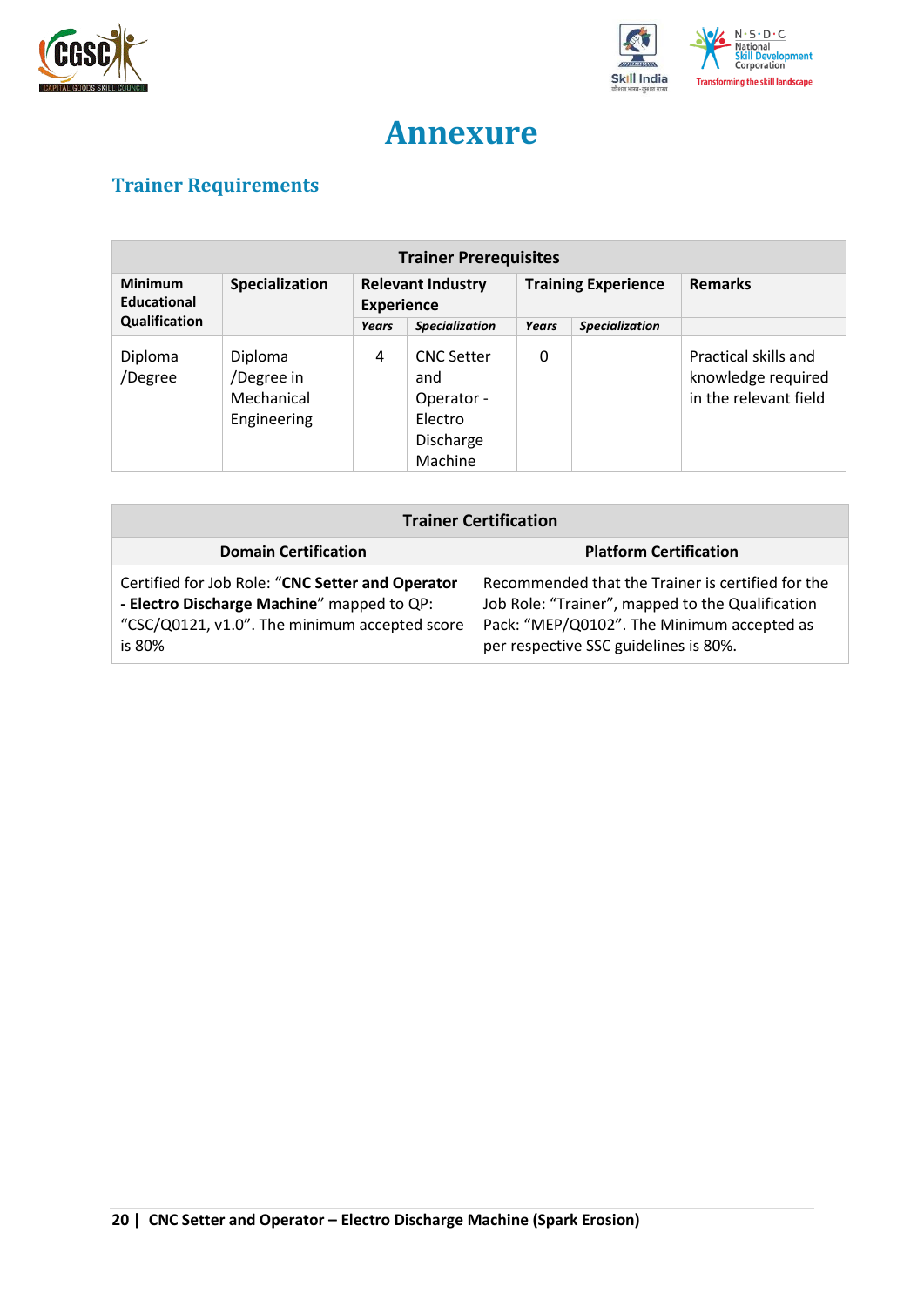# Annexure

## Trainer Requirements

| Trainer Prerequisites | | | | | | |
|---|---|---|---|---|---|---|
| Minimum Educational Qualification | Specialization | Relevant Industry Experience | | Training Experience | | Remarks |
| | | *Years* | *Specialization* | *Years* | *Specialization* | |
| Diploma /Degree | Diploma /Degree in Mechanical Engineering | 4 | CNC Setter and Operator - Electro Discharge Machine | 0 | | Practical skills and knowledge required in the relevant field |

| Trainer Certification | |
|---|---|
| **Domain Certification** | **Platform Certification** |
| Certified for Job Role: "**CNC Setter and Operator - Electro Discharge Machine**" mapped to QP: "CSC/Q0121, v1.0". The minimum accepted score is 80% | Recommended that the Trainer is certified for the Job Role: "Trainer", mapped to the Qualification Pack: "MEP/Q0102". The Minimum accepted as per respective SSC guidelines is 80%. |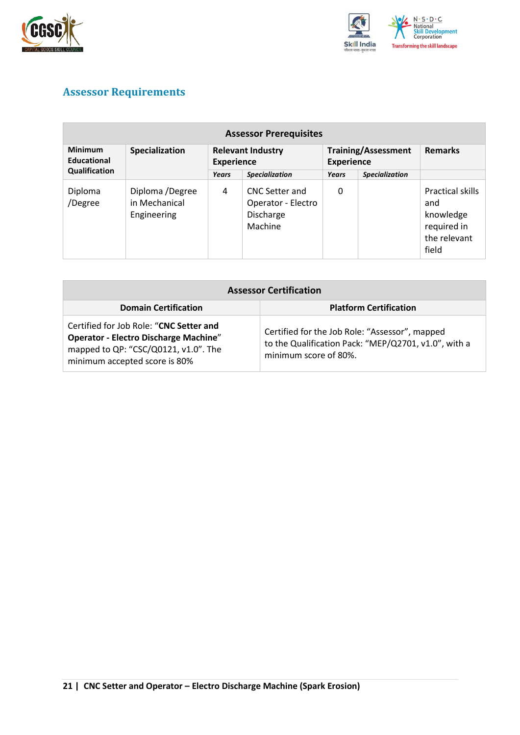## Assessor Requirements

| Assessor Prerequisites | | | | | | |
|---|---|---|---|---|---|---|
| **Minimum Educational Qualification** | **Specialization** | **Relevant Industry Experience** | | **Training/Assessment Experience** | | **Remarks** |
| | | ***Years*** | ***Specialization*** | ***Years*** | ***Specialization*** | |
| Diploma /Degree | Diploma /Degree in Mechanical Engineering | 4 | CNC Setter and Operator - Electro Discharge Machine | 0 | | Practical skills and knowledge required in the relevant field |

| Assessor Certification | |
|---|---|
| **Domain Certification** | **Platform Certification** |
| Certified for Job Role: "**CNC Setter and Operator - Electro Discharge Machine**" mapped to QP: "CSC/Q0121, v1.0". The minimum accepted score is 80% | Certified for the Job Role: "Assessor", mapped to the Qualification Pack: "MEP/Q2701, v1.0", with a minimum score of 80%. |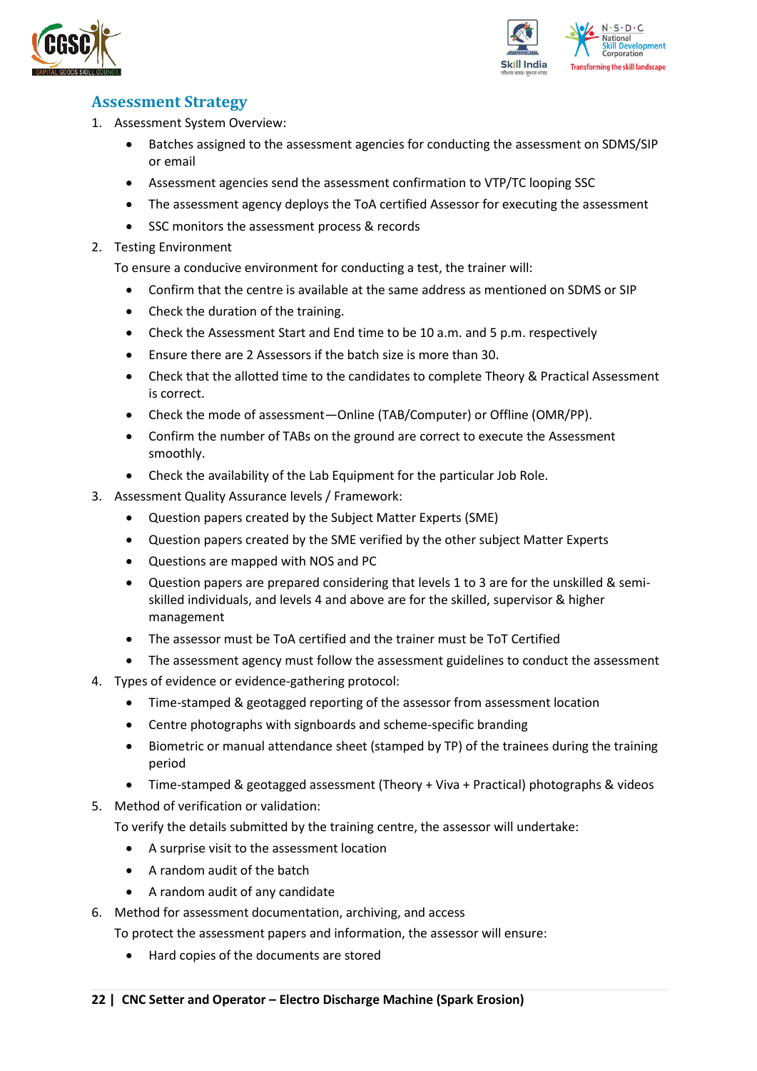## Assessment Strategy

1. Assessment System Overview:
    - Batches assigned to the assessment agencies for conducting the assessment on SDMS/SIP or email
    - Assessment agencies send the assessment confirmation to VTP/TC looping SSC
    - The assessment agency deploys the ToA certified Assessor for executing the assessment
    - SSC monitors the assessment process & records
2. Testing Environment

    To ensure a conducive environment for conducting a test, the trainer will:
    - Confirm that the centre is available at the same address as mentioned on SDMS or SIP
    - Check the duration of the training.
    - Check the Assessment Start and End time to be 10 a.m. and 5 p.m. respectively
    - Ensure there are 2 Assessors if the batch size is more than 30.
    - Check that the allotted time to the candidates to complete Theory & Practical Assessment is correct.
    - Check the mode of assessment—Online (TAB/Computer) or Offline (OMR/PP).
    - Confirm the number of TABs on the ground are correct to execute the Assessment smoothly.
    - Check the availability of the Lab Equipment for the particular Job Role.
3. Assessment Quality Assurance levels / Framework:
    - Question papers created by the Subject Matter Experts (SME)
    - Question papers created by the SME verified by the other subject Matter Experts
    - Questions are mapped with NOS and PC
    - Question papers are prepared considering that levels 1 to 3 are for the unskilled & semi-skilled individuals, and levels 4 and above are for the skilled, supervisor & higher management
    - The assessor must be ToA certified and the trainer must be ToT Certified
    - The assessment agency must follow the assessment guidelines to conduct the assessment
4. Types of evidence or evidence-gathering protocol:
    - Time-stamped & geotagged reporting of the assessor from assessment location
    - Centre photographs with signboards and scheme-specific branding
    - Biometric or manual attendance sheet (stamped by TP) of the trainees during the training period
    - Time-stamped & geotagged assessment (Theory + Viva + Practical) photographs & videos
5. Method of verification or validation:

    To verify the details submitted by the training centre, the assessor will undertake:
    - A surprise visit to the assessment location
    - A random audit of the batch
    - A random audit of any candidate
6. Method for assessment documentation, archiving, and access

    To protect the assessment papers and information, the assessor will ensure:
    - Hard copies of the documents are stored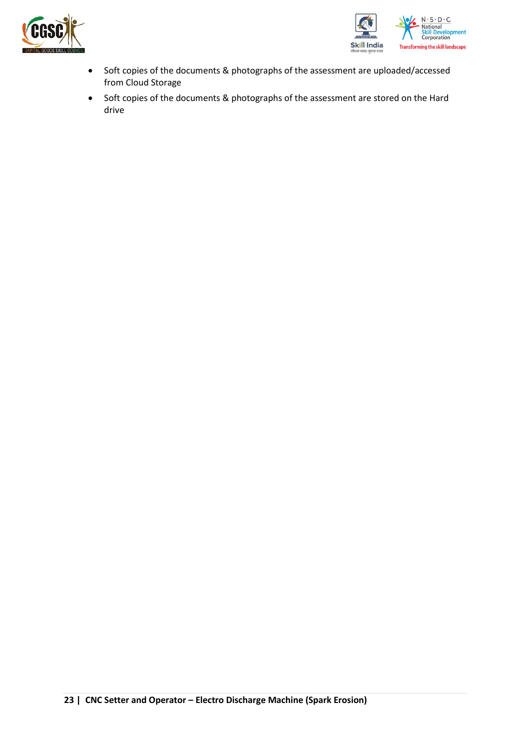- Soft copies of the documents & photographs of the assessment are uploaded/accessed from Cloud Storage
- Soft copies of the documents & photographs of the assessment are stored on the Hard drive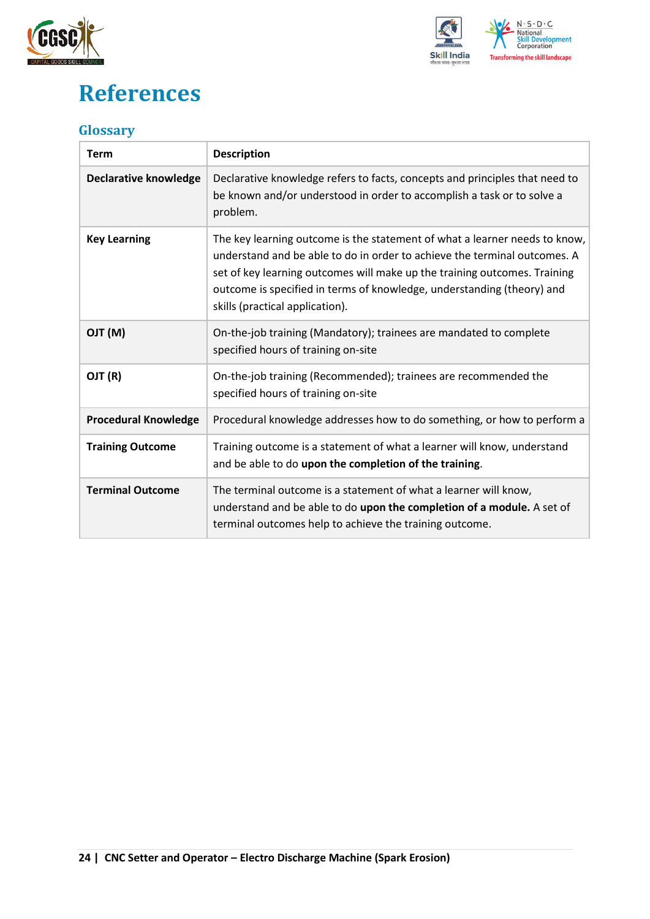# References

## Glossary

| Term | Description |
| --- | --- |
| **Declarative knowledge** | Declarative knowledge refers to facts, concepts and principles that need to be known and/or understood in order to accomplish a task or to solve a problem. |
| **Key Learning** | The key learning outcome is the statement of what a learner needs to know, understand and be able to do in order to achieve the terminal outcomes. A set of key learning outcomes will make up the training outcomes. Training outcome is specified in terms of knowledge, understanding (theory) and skills (practical application). |
| **OJT (M)** | On-the-job training (Mandatory); trainees are mandated to complete specified hours of training on-site |
| **OJT (R)** | On-the-job training (Recommended); trainees are recommended the specified hours of training on-site |
| **Procedural Knowledge** | Procedural knowledge addresses how to do something, or how to perform a |
| **Training Outcome** | Training outcome is a statement of what a learner will know, understand and be able to do **upon the completion of the training**. |
| **Terminal Outcome** | The terminal outcome is a statement of what a learner will know, understand and be able to do **upon the completion of a module.** A set of terminal outcomes help to achieve the training outcome. |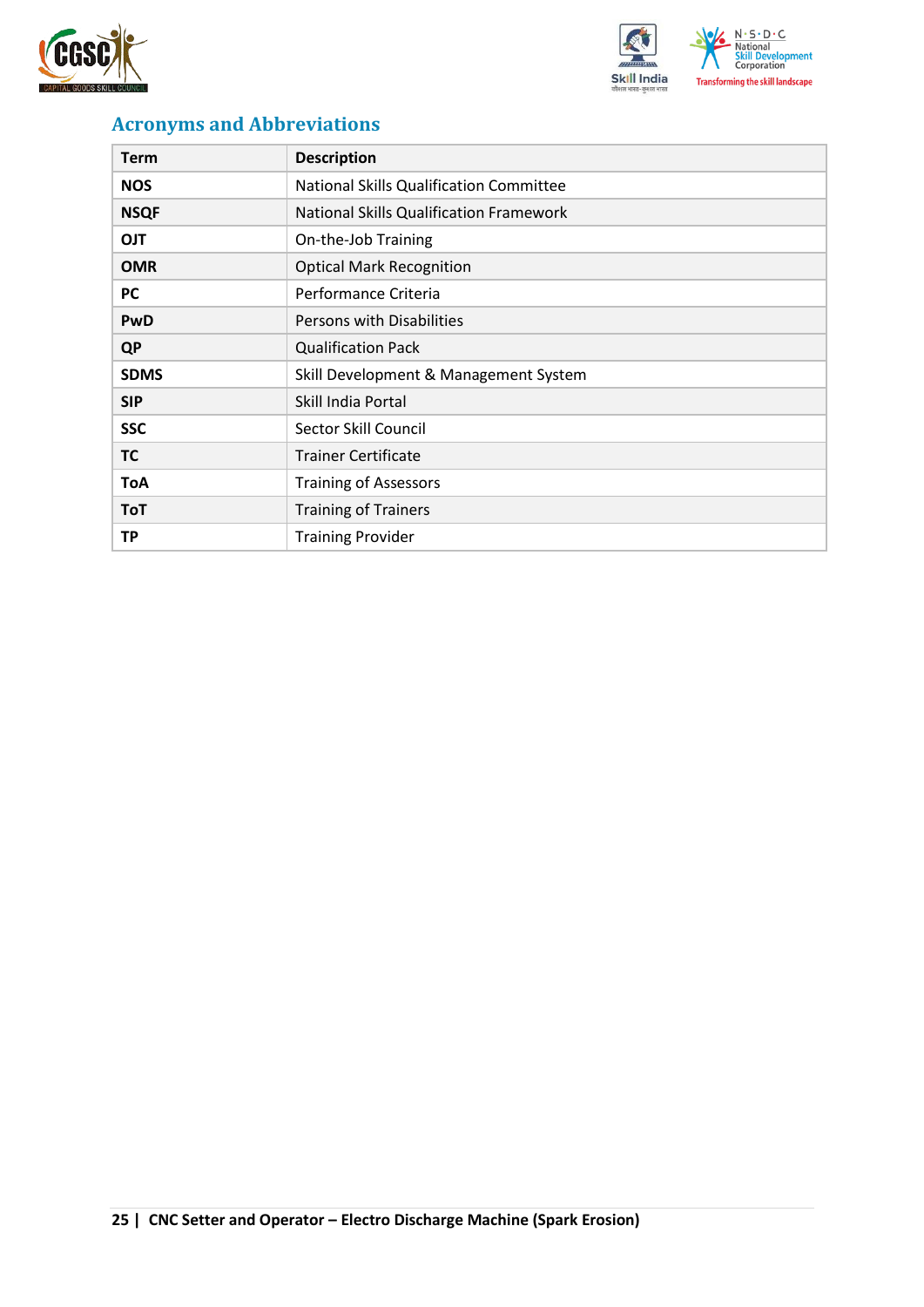## Acronyms and Abbreviations

| Term | Description |
|---|---|
| **NOS** | National Skills Qualification Committee |
| **NSQF** | National Skills Qualification Framework |
| **OJT** | On-the-Job Training |
| **OMR** | Optical Mark Recognition |
| **PC** | Performance Criteria |
| **PwD** | Persons with Disabilities |
| **QP** | Qualification Pack |
| **SDMS** | Skill Development & Management System |
| **SIP** | Skill India Portal |
| **SSC** | Sector Skill Council |
| **TC** | Trainer Certificate |
| **ToA** | Training of Assessors |
| **ToT** | Training of Trainers |
| **TP** | Training Provider |